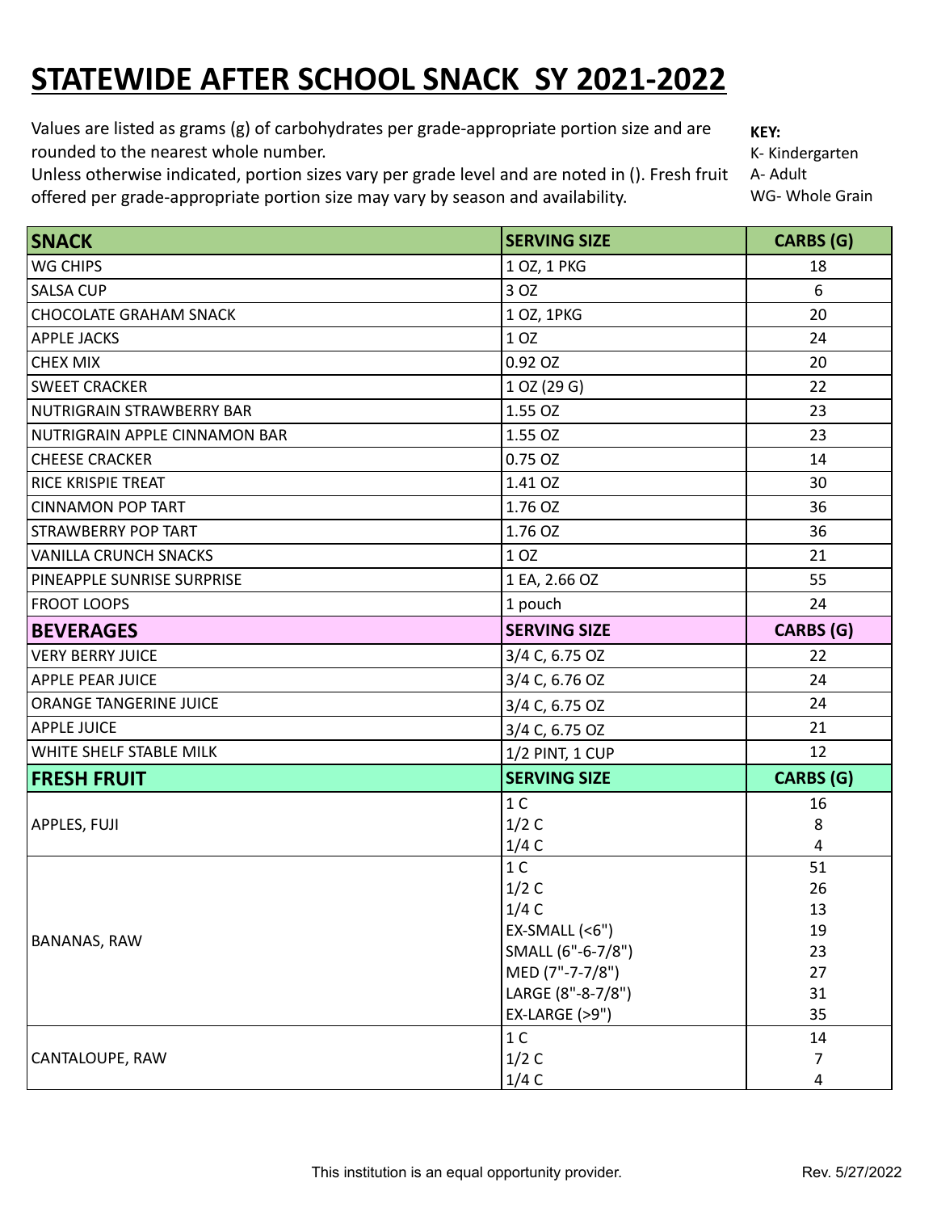# STATEWIDE AFTER SCHOOL SNACK SY 2021-2022

Values are listed as grams (g) of carbohydrates per grade-appropriate portion size and are rounded to the nearest whole number.
Unless otherwise indicated, portion sizes vary per grade level and are noted in (). Fresh fruit offered per grade-appropriate portion size may vary by season and availability.

**KEY:**
K- Kindergarten
A- Adult
WG- Whole Grain

| SNACK | SERVING SIZE | CARBS (G) |
|---|---|---|
| WG CHIPS | 1 OZ, 1 PKG | 18 |
| SALSA CUP | 3 OZ | 6 |
| CHOCOLATE GRAHAM SNACK | 1 OZ, 1PKG | 20 |
| APPLE JACKS | 1 OZ | 24 |
| CHEX MIX | 0.92 OZ | 20 |
| SWEET CRACKER | 1 OZ (29 G) | 22 |
| NUTRIGRAIN STRAWBERRY BAR | 1.55 OZ | 23 |
| NUTRIGRAIN APPLE CINNAMON BAR | 1.55 OZ | 23 |
| CHEESE CRACKER | 0.75 OZ | 14 |
| RICE KRISPIE TREAT | 1.41 OZ | 30 |
| CINNAMON POP TART | 1.76 OZ | 36 |
| STRAWBERRY POP TART | 1.76 OZ | 36 |
| VANILLA CRUNCH SNACKS | 1 OZ | 21 |
| PINEAPPLE SUNRISE SURPRISE | 1 EA, 2.66 OZ | 55 |
| FROOT LOOPS | 1 pouch | 24 |
| **BEVERAGES** | **SERVING SIZE** | **CARBS (G)** |
| VERY BERRY JUICE | 3/4 C, 6.75 OZ | 22 |
| APPLE PEAR JUICE | 3/4 C, 6.76 OZ | 24 |
| ORANGE TANGERINE JUICE | 3/4 C, 6.75 OZ | 24 |
| APPLE JUICE | 3/4 C, 6.75 OZ | 21 |
| WHITE SHELF STABLE MILK | 1/2 PINT, 1 CUP | 12 |
| **FRESH FRUIT** | **SERVING SIZE** | **CARBS (G)** |
| APPLES, FUJI | 1 C | 16 |
| | 1/2 C | 8 |
| | 1/4 C | 4 |
| BANANAS, RAW | 1 C | 51 |
| | 1/2 C | 26 |
| | 1/4 C | 13 |
| | EX-SMALL (<6") | 19 |
| | SMALL (6"-6-7/8") | 23 |
| | MED (7"-7-7/8") | 27 |
| | LARGE (8"-8-7/8") | 31 |
| | EX-LARGE (>9") | 35 |
| CANTALOUPE, RAW | 1 C | 14 |
| | 1/2 C | 7 |
| | 1/4 C | 4 |

This institution is an equal opportunity provider.

Rev. 5/27/2022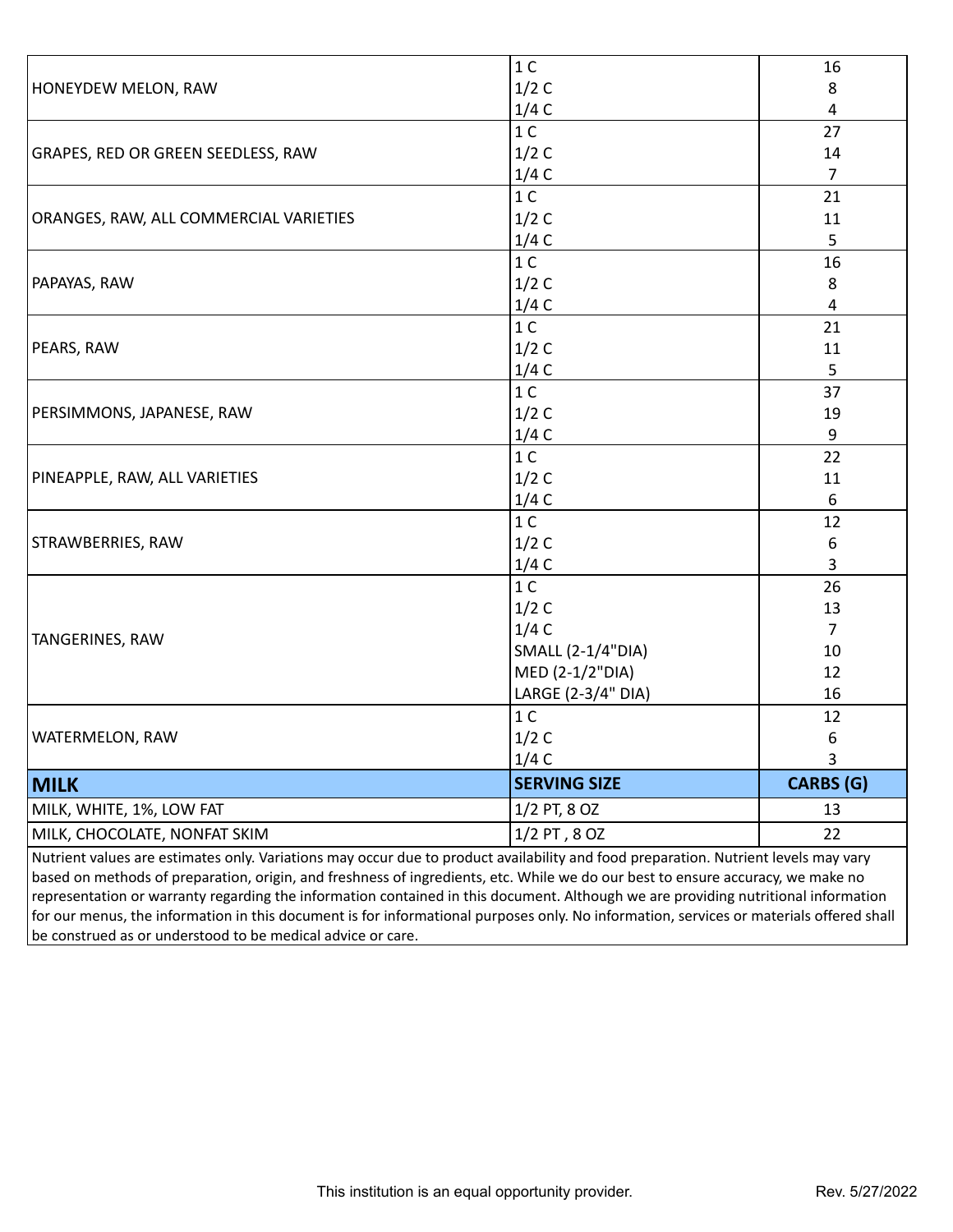| | | |
|---|---|---|
| HONEYDEW MELON, RAW | 1 C | 16 |
| | 1/2 C | 8 |
| | 1/4 C | 4 |
| GRAPES, RED OR GREEN SEEDLESS, RAW | 1 C | 27 |
| | 1/2 C | 14 |
| | 1/4 C | 7 |
| ORANGES, RAW, ALL COMMERCIAL VARIETIES | 1 C | 21 |
| | 1/2 C | 11 |
| | 1/4 C | 5 |
| PAPAYAS, RAW | 1 C | 16 |
| | 1/2 C | 8 |
| | 1/4 C | 4 |
| PEARS, RAW | 1 C | 21 |
| | 1/2 C | 11 |
| | 1/4 C | 5 |
| PERSIMMONS, JAPANESE, RAW | 1 C | 37 |
| | 1/2 C | 19 |
| | 1/4 C | 9 |
| PINEAPPLE, RAW, ALL VARIETIES | 1 C | 22 |
| | 1/2 C | 11 |
| | 1/4 C | 6 |
| STRAWBERRIES, RAW | 1 C | 12 |
| | 1/2 C | 6 |
| | 1/4 C | 3 |
| TANGERINES, RAW | 1 C | 26 |
| | 1/2 C | 13 |
| | 1/4 C | 7 |
| | SMALL (2-1/4"DIA) | 10 |
| | MED (2-1/2"DIA) | 12 |
| | LARGE (2-3/4" DIA) | 16 |
| WATERMELON, RAW | 1 C | 12 |
| | 1/2 C | 6 |
| | 1/4 C | 3 |
| **MILK** | **SERVING SIZE** | **CARBS (G)** |
| MILK, WHITE, 1%, LOW FAT | 1/2 PT, 8 OZ | 13 |
| MILK, CHOCOLATE, NONFAT SKIM | 1/2 PT , 8 OZ | 22 |

Nutrient values are estimates only. Variations may occur due to product availability and food preparation. Nutrient levels may vary based on methods of preparation, origin, and freshness of ingredients, etc. While we do our best to ensure accuracy, we make no representation or warranty regarding the information contained in this document. Although we are providing nutritional information for our menus, the information in this document is for informational purposes only. No information, services or materials offered shall be construed as or understood to be medical advice or care.

This institution is an equal opportunity provider.

Rev. 5/27/2022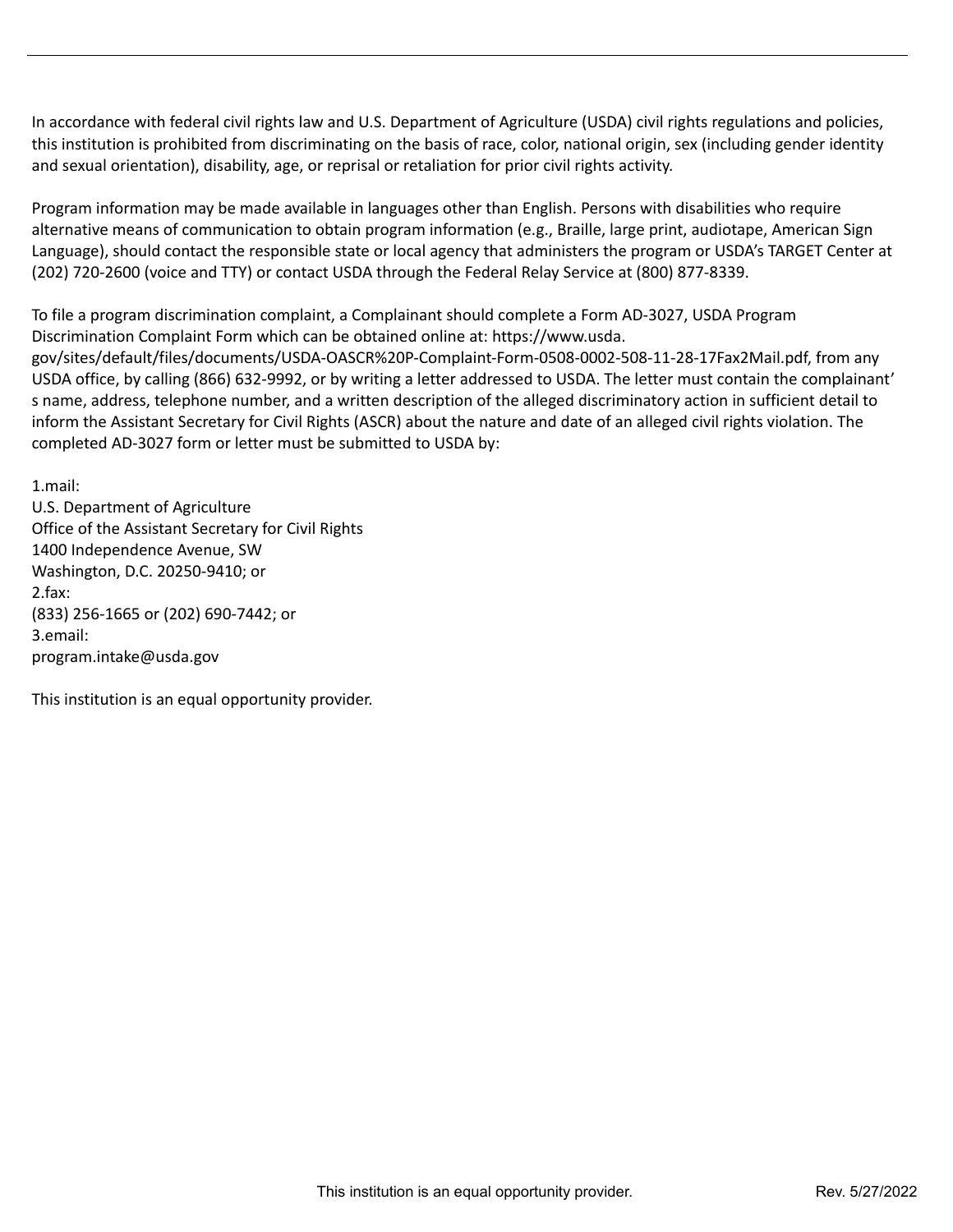In accordance with federal civil rights law and U.S. Department of Agriculture (USDA) civil rights regulations and policies, this institution is prohibited from discriminating on the basis of race, color, national origin, sex (including gender identity and sexual orientation), disability, age, or reprisal or retaliation for prior civil rights activity.

Program information may be made available in languages other than English. Persons with disabilities who require alternative means of communication to obtain program information (e.g., Braille, large print, audiotape, American Sign Language), should contact the responsible state or local agency that administers the program or USDA's TARGET Center at (202) 720-2600 (voice and TTY) or contact USDA through the Federal Relay Service at (800) 877-8339.

To file a program discrimination complaint, a Complainant should complete a Form AD-3027, USDA Program Discrimination Complaint Form which can be obtained online at: https://www.usda.gov/sites/default/files/documents/USDA-OASCR%20P-Complaint-Form-0508-0002-508-11-28-17Fax2Mail.pdf, from any USDA office, by calling (866) 632-9992, or by writing a letter addressed to USDA. The letter must contain the complainant's name, address, telephone number, and a written description of the alleged discriminatory action in sufficient detail to inform the Assistant Secretary for Civil Rights (ASCR) about the nature and date of an alleged civil rights violation. The completed AD-3027 form or letter must be submitted to USDA by:

1.mail:
U.S. Department of Agriculture
Office of the Assistant Secretary for Civil Rights
1400 Independence Avenue, SW
Washington, D.C. 20250-9410; or
2.fax:
(833) 256-1665 or (202) 690-7442; or
3.email:
program.intake@usda.gov

This institution is an equal opportunity provider.

This institution is an equal opportunity provider. Rev. 5/27/2022